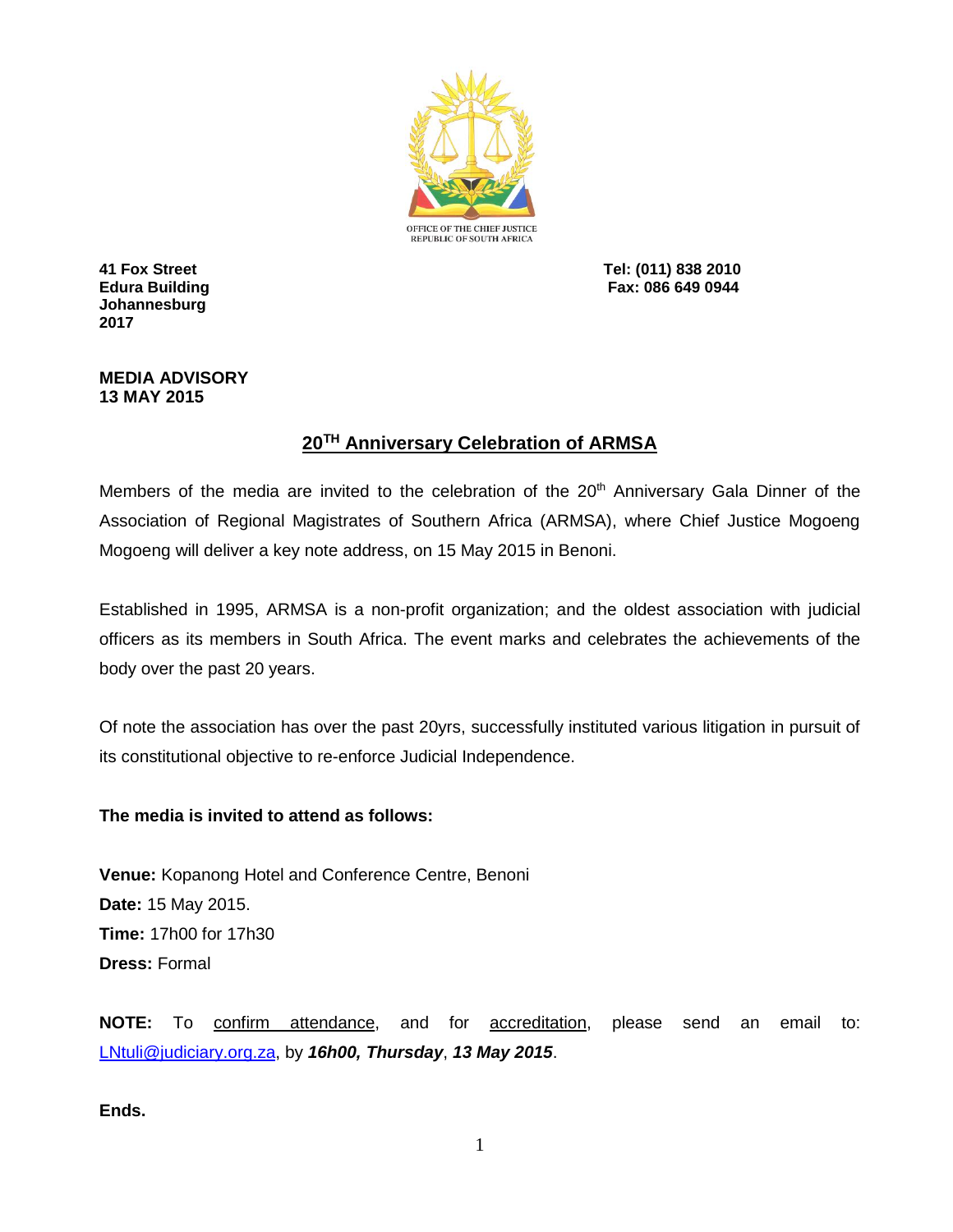OFFICE OF THE CHIEF JUSTICE
REPUBLIC OF SOUTH AFRICA

**41 Fox Street**
**Edura Building**
**Johannesburg**
**2017**

**Tel: (011) 838 2010**
**Fax: 086 649 0944**

**MEDIA ADVISORY**
**13 MAY 2015**

## 20TH Anniversary Celebration of ARMSA

Members of the media are invited to the celebration of the 20th Anniversary Gala Dinner of the Association of Regional Magistrates of Southern Africa (ARMSA), where Chief Justice Mogoeng Mogoeng will deliver a key note address, on 15 May 2015 in Benoni.

Established in 1995, ARMSA is a non-profit organization; and the oldest association with judicial officers as its members in South Africa. The event marks and celebrates the achievements of the body over the past 20 years.

Of note the association has over the past 20yrs, successfully instituted various litigation in pursuit of its constitutional objective to re-enforce Judicial Independence.

**The media is invited to attend as follows:**

**Venue:** Kopanong Hotel and Conference Centre, Benoni
**Date:** 15 May 2015.
**Time:** 17h00 for 17h30
**Dress:** Formal

**NOTE:** To confirm attendance, and for accreditation, please send an email to: LNtuli@judiciary.org.za, by ***16h00, Thursday***, ***13 May 2015***.

**Ends.**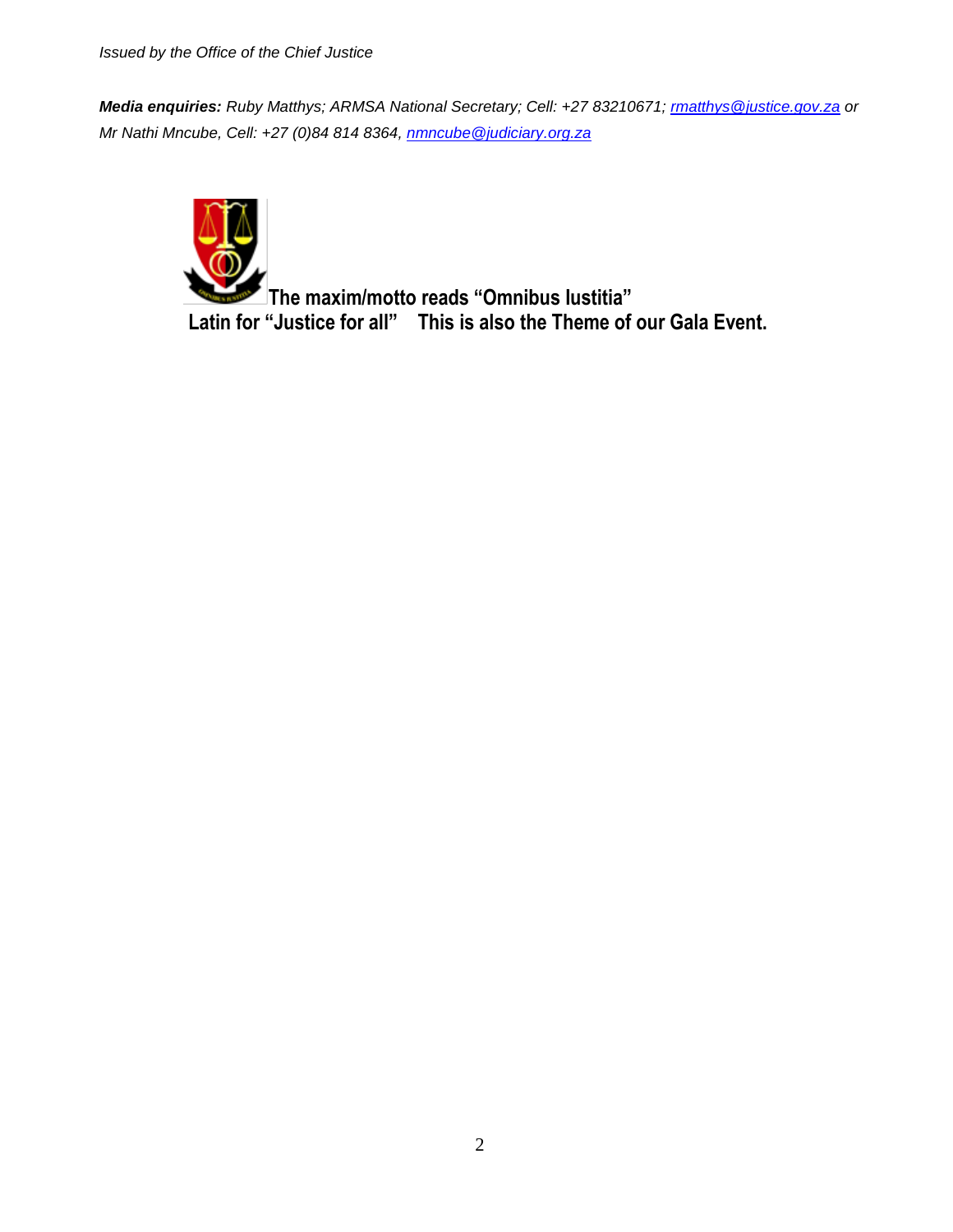*Issued by the Office of the Chief Justice*

***Media enquiries:*** *Ruby Matthys; ARMSA National Secretary; Cell: +27 83210671; rmatthys@justice.gov.za or Mr Nathi Mncube, Cell: +27 (0)84 814 8364, nmncube@judiciary.org.za*

**The maxim/motto reads "Omnibus Iustitia" Latin for "Justice for all"   This is also the Theme of our Gala Event.**